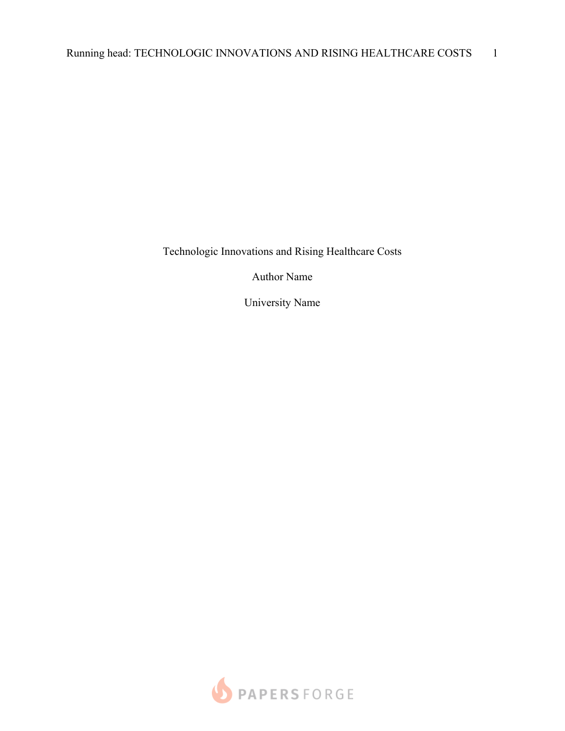# Technologic Innovations and Rising Healthcare Costs

Author Name

University Name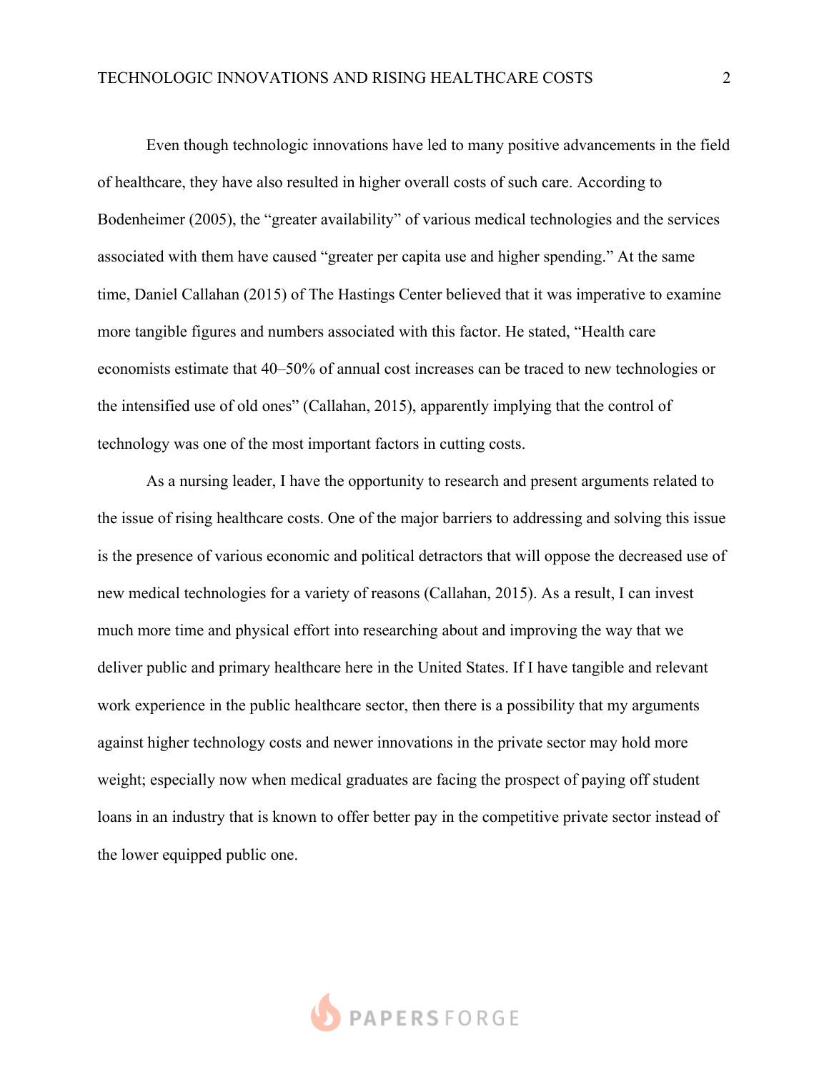Even though technologic innovations have led to many positive advancements in the field of healthcare, they have also resulted in higher overall costs of such care. According to Bodenheimer (2005), the "greater availability" of various medical technologies and the services associated with them have caused "greater per capita use and higher spending." At the same time, Daniel Callahan (2015) of The Hastings Center believed that it was imperative to examine more tangible figures and numbers associated with this factor. He stated, "Health care economists estimate that 40–50% of annual cost increases can be traced to new technologies or the intensified use of old ones" (Callahan, 2015), apparently implying that the control of technology was one of the most important factors in cutting costs.

As a nursing leader, I have the opportunity to research and present arguments related to the issue of rising healthcare costs. One of the major barriers to addressing and solving this issue is the presence of various economic and political detractors that will oppose the decreased use of new medical technologies for a variety of reasons (Callahan, 2015). As a result, I can invest much more time and physical effort into researching about and improving the way that we deliver public and primary healthcare here in the United States. If I have tangible and relevant work experience in the public healthcare sector, then there is a possibility that my arguments against higher technology costs and newer innovations in the private sector may hold more weight; especially now when medical graduates are facing the prospect of paying off student loans in an industry that is known to offer better pay in the competitive private sector instead of the lower equipped public one.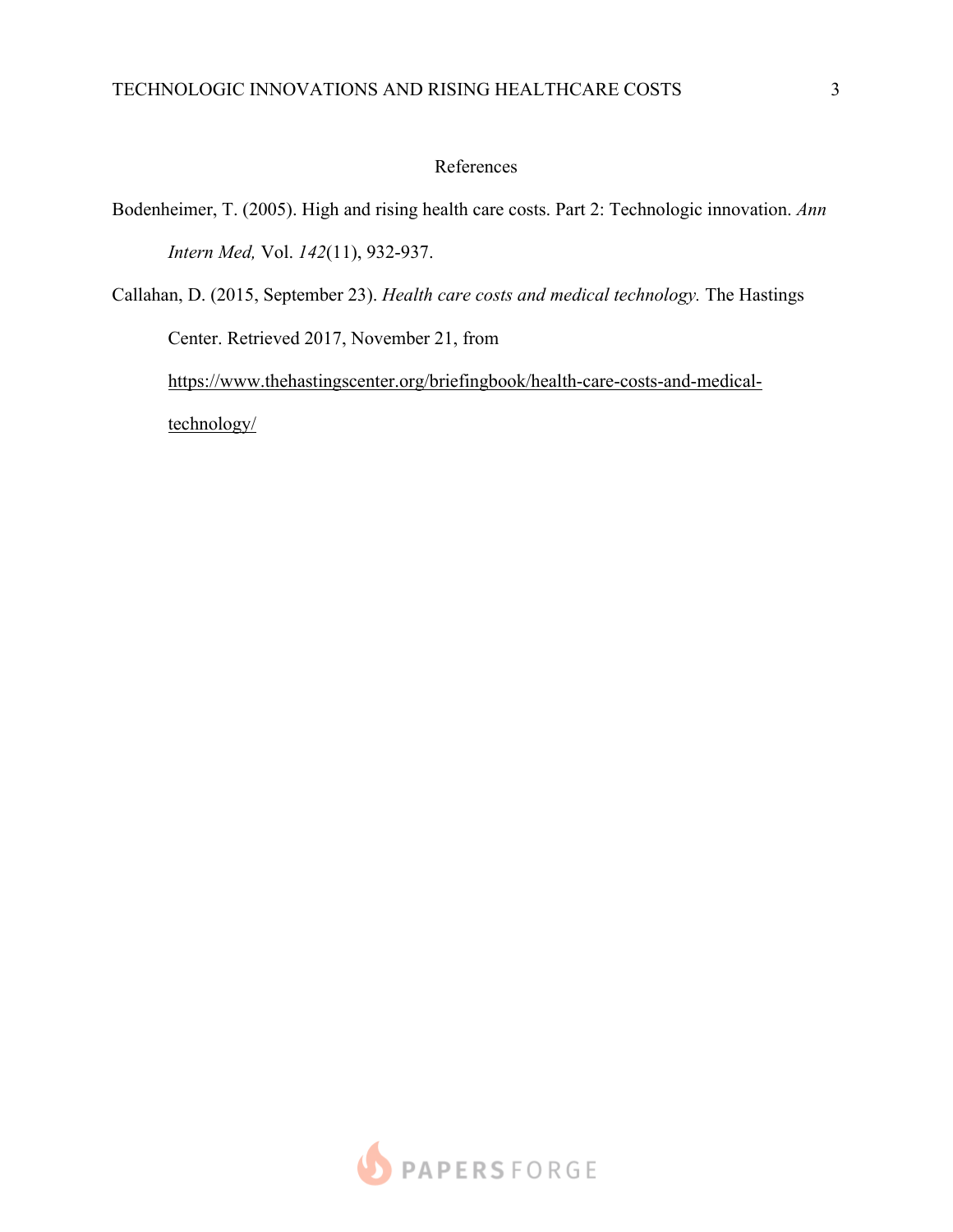# References

Bodenheimer, T. (2005). High and rising health care costs. Part 2: Technologic innovation. *Ann Intern Med,* Vol. *142*(11), 932-937.

Callahan, D. (2015, September 23). *Health care costs and medical technology.* The Hastings Center. Retrieved 2017, November 21, from https://www.thehastingscenter.org/briefingbook/health-care-costs-and-medical-technology/